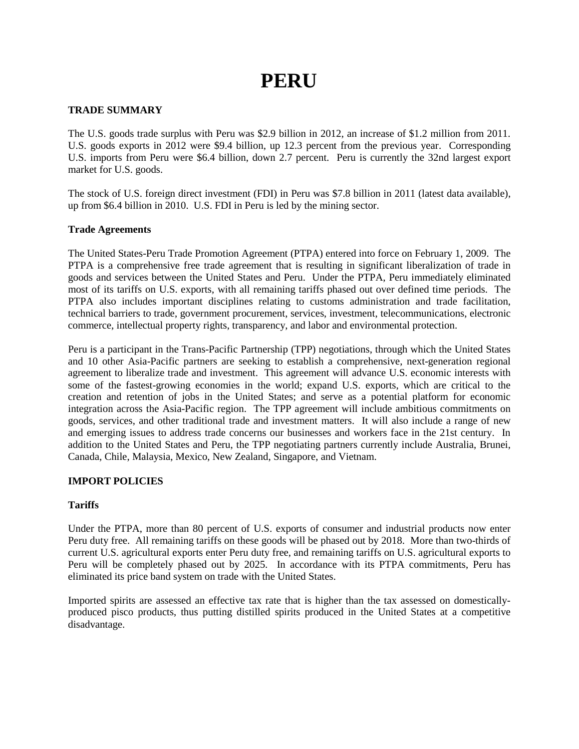# PERU

## TRADE SUMMARY

The U.S. goods trade surplus with Peru was $2.9 billion in 2012, an increase of $1.2 million from 2011. U.S. goods exports in 2012 were $9.4 billion, up 12.3 percent from the previous year. Corresponding U.S. imports from Peru were $6.4 billion, down 2.7 percent. Peru is currently the 32nd largest export market for U.S. goods.

The stock of U.S. foreign direct investment (FDI) in Peru was $7.8 billion in 2011 (latest data available), up from $6.4 billion in 2010. U.S. FDI in Peru is led by the mining sector.

### Trade Agreements

The United States-Peru Trade Promotion Agreement (PTPA) entered into force on February 1, 2009. The PTPA is a comprehensive free trade agreement that is resulting in significant liberalization of trade in goods and services between the United States and Peru. Under the PTPA, Peru immediately eliminated most of its tariffs on U.S. exports, with all remaining tariffs phased out over defined time periods. The PTPA also includes important disciplines relating to customs administration and trade facilitation, technical barriers to trade, government procurement, services, investment, telecommunications, electronic commerce, intellectual property rights, transparency, and labor and environmental protection.

Peru is a participant in the Trans-Pacific Partnership (TPP) negotiations, through which the United States and 10 other Asia-Pacific partners are seeking to establish a comprehensive, next-generation regional agreement to liberalize trade and investment. This agreement will advance U.S. economic interests with some of the fastest-growing economies in the world; expand U.S. exports, which are critical to the creation and retention of jobs in the United States; and serve as a potential platform for economic integration across the Asia-Pacific region. The TPP agreement will include ambitious commitments on goods, services, and other traditional trade and investment matters. It will also include a range of new and emerging issues to address trade concerns our businesses and workers face in the 21st century. In addition to the United States and Peru, the TPP negotiating partners currently include Australia, Brunei, Canada, Chile, Malaysia, Mexico, New Zealand, Singapore, and Vietnam.

## IMPORT POLICIES

### Tariffs

Under the PTPA, more than 80 percent of U.S. exports of consumer and industrial products now enter Peru duty free. All remaining tariffs on these goods will be phased out by 2018. More than two-thirds of current U.S. agricultural exports enter Peru duty free, and remaining tariffs on U.S. agricultural exports to Peru will be completely phased out by 2025. In accordance with its PTPA commitments, Peru has eliminated its price band system on trade with the United States.

Imported spirits are assessed an effective tax rate that is higher than the tax assessed on domestically-produced pisco products, thus putting distilled spirits produced in the United States at a competitive disadvantage.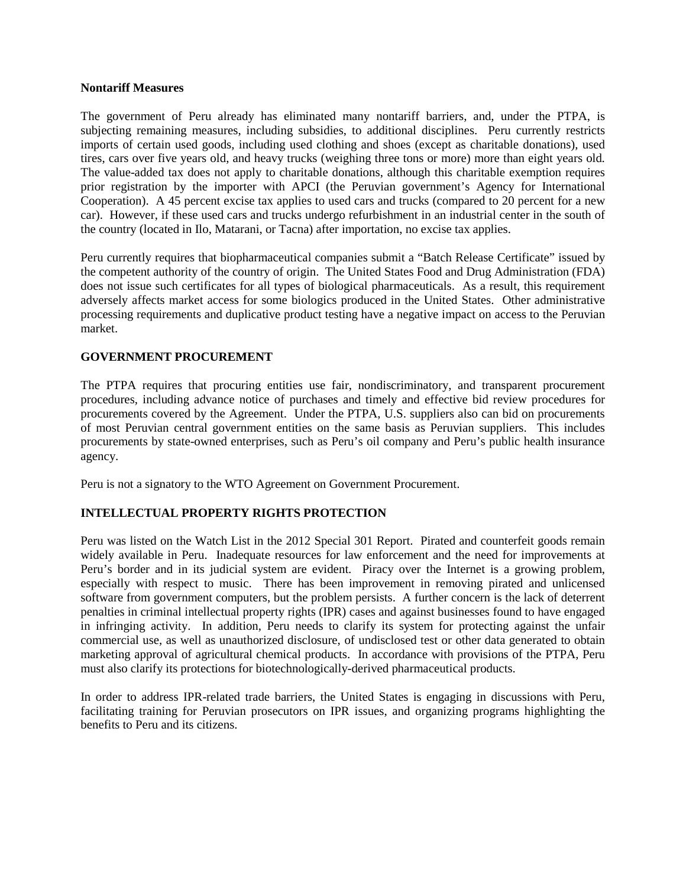**Nontariff Measures**

The government of Peru already has eliminated many nontariff barriers, and, under the PTPA, is subjecting remaining measures, including subsidies, to additional disciplines. Peru currently restricts imports of certain used goods, including used clothing and shoes (except as charitable donations), used tires, cars over five years old, and heavy trucks (weighing three tons or more) more than eight years old. The value-added tax does not apply to charitable donations, although this charitable exemption requires prior registration by the importer with APCI (the Peruvian government's Agency for International Cooperation). A 45 percent excise tax applies to used cars and trucks (compared to 20 percent for a new car). However, if these used cars and trucks undergo refurbishment in an industrial center in the south of the country (located in Ilo, Matarani, or Tacna) after importation, no excise tax applies.

Peru currently requires that biopharmaceutical companies submit a "Batch Release Certificate" issued by the competent authority of the country of origin. The United States Food and Drug Administration (FDA) does not issue such certificates for all types of biological pharmaceuticals. As a result, this requirement adversely affects market access for some biologics produced in the United States. Other administrative processing requirements and duplicative product testing have a negative impact on access to the Peruvian market.

## GOVERNMENT PROCUREMENT

The PTPA requires that procuring entities use fair, nondiscriminatory, and transparent procurement procedures, including advance notice of purchases and timely and effective bid review procedures for procurements covered by the Agreement. Under the PTPA, U.S. suppliers also can bid on procurements of most Peruvian central government entities on the same basis as Peruvian suppliers. This includes procurements by state-owned enterprises, such as Peru's oil company and Peru's public health insurance agency.

Peru is not a signatory to the WTO Agreement on Government Procurement.

## INTELLECTUAL PROPERTY RIGHTS PROTECTION

Peru was listed on the Watch List in the 2012 Special 301 Report. Pirated and counterfeit goods remain widely available in Peru. Inadequate resources for law enforcement and the need for improvements at Peru's border and in its judicial system are evident. Piracy over the Internet is a growing problem, especially with respect to music. There has been improvement in removing pirated and unlicensed software from government computers, but the problem persists. A further concern is the lack of deterrent penalties in criminal intellectual property rights (IPR) cases and against businesses found to have engaged in infringing activity. In addition, Peru needs to clarify its system for protecting against the unfair commercial use, as well as unauthorized disclosure, of undisclosed test or other data generated to obtain marketing approval of agricultural chemical products. In accordance with provisions of the PTPA, Peru must also clarify its protections for biotechnologically-derived pharmaceutical products.

In order to address IPR-related trade barriers, the United States is engaging in discussions with Peru, facilitating training for Peruvian prosecutors on IPR issues, and organizing programs highlighting the benefits to Peru and its citizens.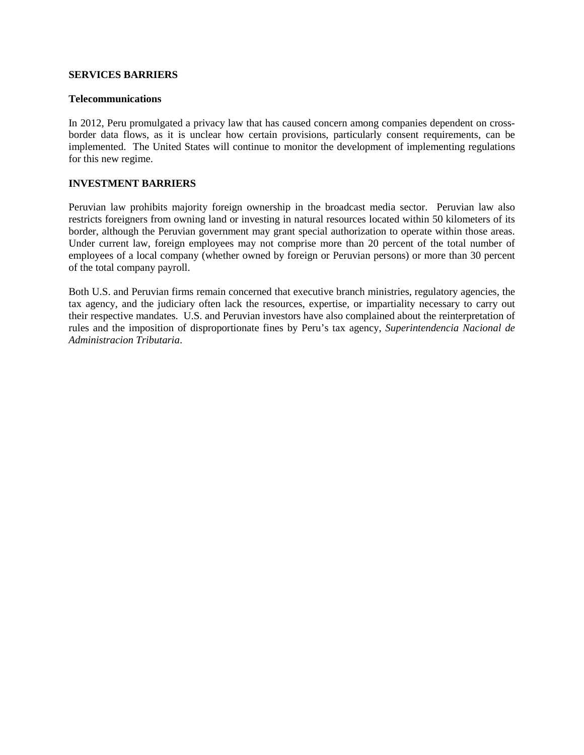## SERVICES BARRIERS

### Telecommunications

In 2012, Peru promulgated a privacy law that has caused concern among companies dependent on cross-border data flows, as it is unclear how certain provisions, particularly consent requirements, can be implemented. The United States will continue to monitor the development of implementing regulations for this new regime.

## INVESTMENT BARRIERS

Peruvian law prohibits majority foreign ownership in the broadcast media sector. Peruvian law also restricts foreigners from owning land or investing in natural resources located within 50 kilometers of its border, although the Peruvian government may grant special authorization to operate within those areas. Under current law, foreign employees may not comprise more than 20 percent of the total number of employees of a local company (whether owned by foreign or Peruvian persons) or more than 30 percent of the total company payroll.

Both U.S. and Peruvian firms remain concerned that executive branch ministries, regulatory agencies, the tax agency, and the judiciary often lack the resources, expertise, or impartiality necessary to carry out their respective mandates. U.S. and Peruvian investors have also complained about the reinterpretation of rules and the imposition of disproportionate fines by Peru's tax agency, *Superintendencia Nacional de Administracion Tributaria*.